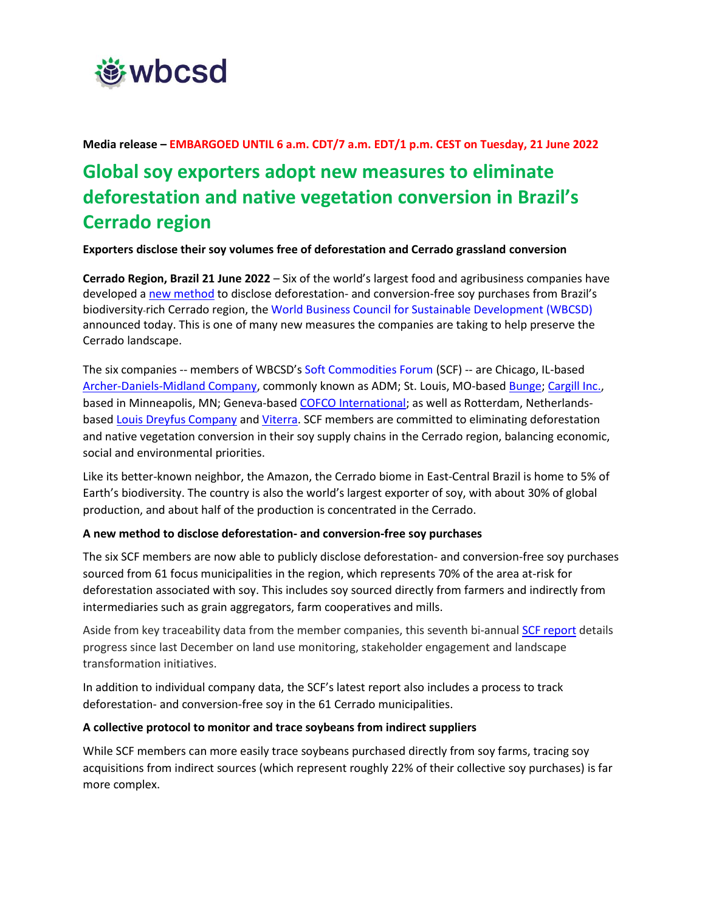**Media release – EMBARGOED UNTIL 6 a.m. CDT/7 a.m. EDT/1 p.m. CEST on Tuesday, 21 June 2022**

# Global soy exporters adopt new measures to eliminate deforestation and native vegetation conversion in Brazil's Cerrado region

**Exporters disclose their soy volumes free of deforestation and Cerrado grassland conversion**

**Cerrado Region, Brazil 21 June 2022** – Six of the world's largest food and agribusiness companies have developed a new method to disclose deforestation- and conversion-free soy purchases from Brazil's biodiversity-rich Cerrado region, the World Business Council for Sustainable Development (WBCSD) announced today. This is one of many new measures the companies are taking to help preserve the Cerrado landscape.

The six companies -- members of WBCSD's Soft Commodities Forum (SCF) -- are Chicago, IL-based Archer-Daniels-Midland Company, commonly known as ADM; St. Louis, MO-based Bunge; Cargill Inc., based in Minneapolis, MN; Geneva-based COFCO International; as well as Rotterdam, Netherlands-based Louis Dreyfus Company and Viterra. SCF members are committed to eliminating deforestation and native vegetation conversion in their soy supply chains in the Cerrado region, balancing economic, social and environmental priorities.

Like its better-known neighbor, the Amazon, the Cerrado biome in East-Central Brazil is home to 5% of Earth's biodiversity. The country is also the world's largest exporter of soy, with about 30% of global production, and about half of the production is concentrated in the Cerrado.

**A new method to disclose deforestation- and conversion-free soy purchases**

The six SCF members are now able to publicly disclose deforestation- and conversion-free soy purchases sourced from 61 focus municipalities in the region, which represents 70% of the area at-risk for deforestation associated with soy. This includes soy sourced directly from farmers and indirectly from intermediaries such as grain aggregators, farm cooperatives and mills.

Aside from key traceability data from the member companies, this seventh bi-annual SCF report details progress since last December on land use monitoring, stakeholder engagement and landscape transformation initiatives.

In addition to individual company data, the SCF's latest report also includes a process to track deforestation- and conversion-free soy in the 61 Cerrado municipalities.

**A collective protocol to monitor and trace soybeans from indirect suppliers**

While SCF members can more easily trace soybeans purchased directly from soy farms, tracing soy acquisitions from indirect sources (which represent roughly 22% of their collective soy purchases) is far more complex.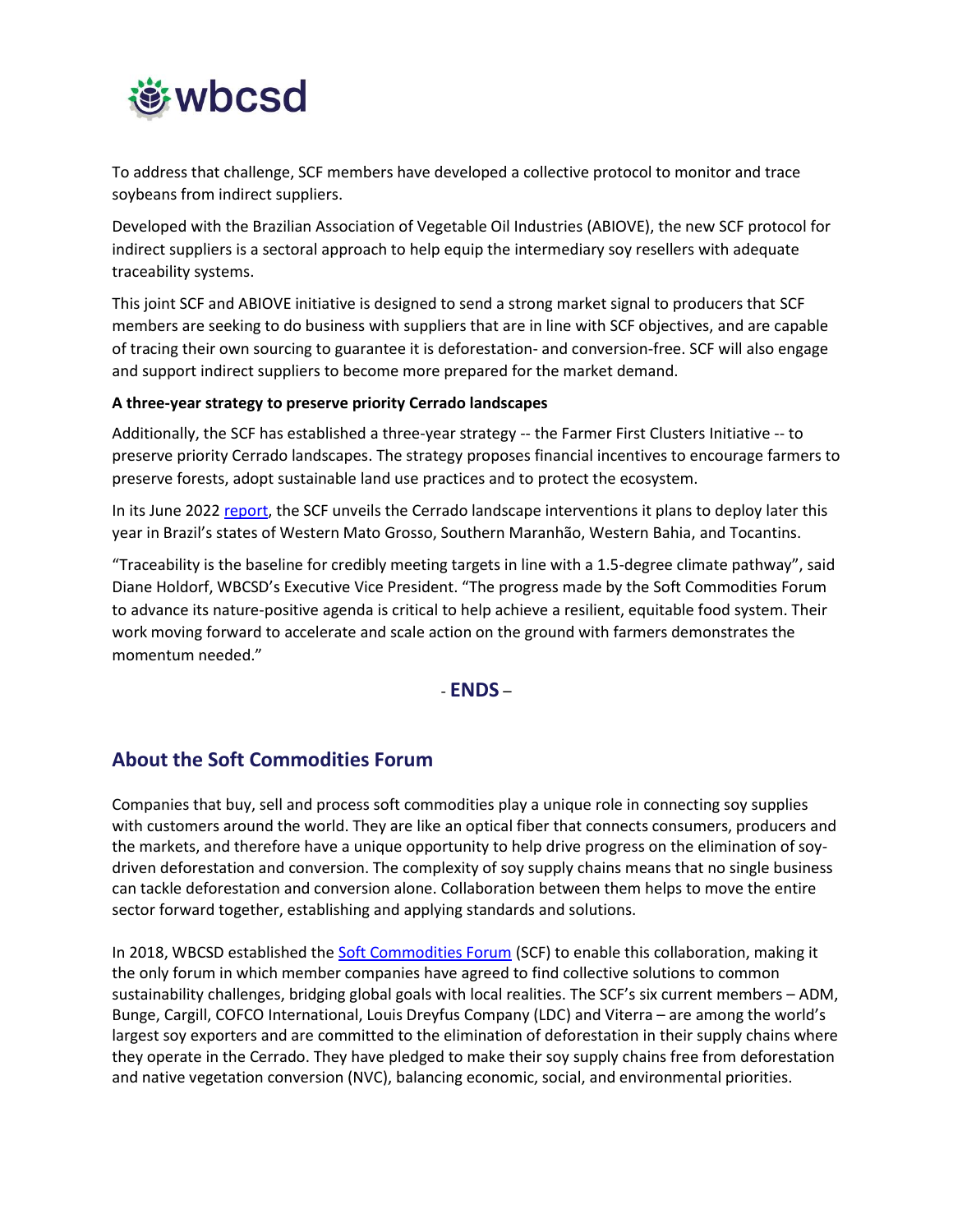To address that challenge, SCF members have developed a collective protocol to monitor and trace soybeans from indirect suppliers.

Developed with the Brazilian Association of Vegetable Oil Industries (ABIOVE), the new SCF protocol for indirect suppliers is a sectoral approach to help equip the intermediary soy resellers with adequate traceability systems.

This joint SCF and ABIOVE initiative is designed to send a strong market signal to producers that SCF members are seeking to do business with suppliers that are in line with SCF objectives, and are capable of tracing their own sourcing to guarantee it is deforestation- and conversion-free. SCF will also engage and support indirect suppliers to become more prepared for the market demand.

**A three-year strategy to preserve priority Cerrado landscapes**

Additionally, the SCF has established a three-year strategy -- the Farmer First Clusters Initiative -- to preserve priority Cerrado landscapes. The strategy proposes financial incentives to encourage farmers to preserve forests, adopt sustainable land use practices and to protect the ecosystem.

In its June 2022 report, the SCF unveils the Cerrado landscape interventions it plans to deploy later this year in Brazil's states of Western Mato Grosso, Southern Maranhão, Western Bahia, and Tocantins.

"Traceability is the baseline for credibly meeting targets in line with a 1.5-degree climate pathway", said Diane Holdorf, WBCSD's Executive Vice President. "The progress made by the Soft Commodities Forum to advance its nature-positive agenda is critical to help achieve a resilient, equitable food system. Their work moving forward to accelerate and scale action on the ground with farmers demonstrates the momentum needed."

- **ENDS** –

## About the Soft Commodities Forum

Companies that buy, sell and process soft commodities play a unique role in connecting soy supplies with customers around the world. They are like an optical fiber that connects consumers, producers and the markets, and therefore have a unique opportunity to help drive progress on the elimination of soy-driven deforestation and conversion. The complexity of soy supply chains means that no single business can tackle deforestation and conversion alone. Collaboration between them helps to move the entire sector forward together, establishing and applying standards and solutions.

In 2018, WBCSD established the Soft Commodities Forum (SCF) to enable this collaboration, making it the only forum in which member companies have agreed to find collective solutions to common sustainability challenges, bridging global goals with local realities. The SCF's six current members – ADM, Bunge, Cargill, COFCO International, Louis Dreyfus Company (LDC) and Viterra – are among the world's largest soy exporters and are committed to the elimination of deforestation in their supply chains where they operate in the Cerrado. They have pledged to make their soy supply chains free from deforestation and native vegetation conversion (NVC), balancing economic, social, and environmental priorities.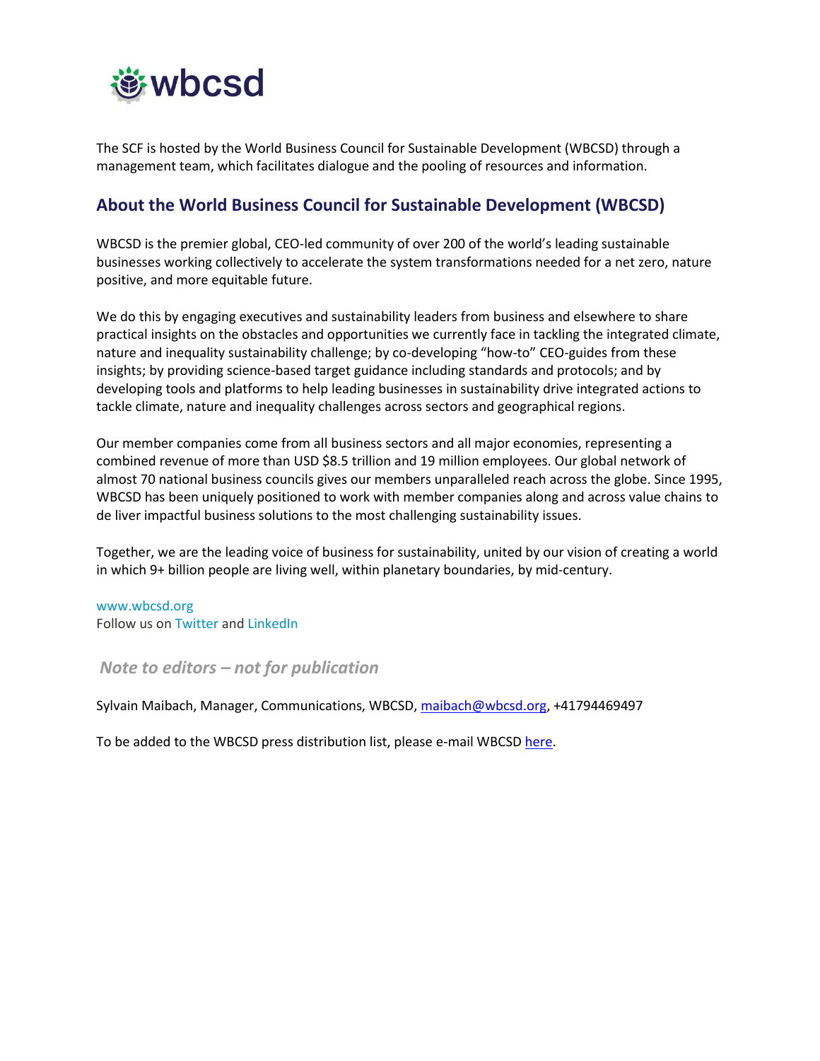The SCF is hosted by the World Business Council for Sustainable Development (WBCSD) through a management team, which facilitates dialogue and the pooling of resources and information.

## About the World Business Council for Sustainable Development (WBCSD)

WBCSD is the premier global, CEO-led community of over 200 of the world's leading sustainable businesses working collectively to accelerate the system transformations needed for a net zero, nature positive, and more equitable future.

We do this by engaging executives and sustainability leaders from business and elsewhere to share practical insights on the obstacles and opportunities we currently face in tackling the integrated climate, nature and inequality sustainability challenge; by co-developing "how-to" CEO-guides from these insights; by providing science-based target guidance including standards and protocols; and by developing tools and platforms to help leading businesses in sustainability drive integrated actions to tackle climate, nature and inequality challenges across sectors and geographical regions.

Our member companies come from all business sectors and all major economies, representing a combined revenue of more than USD $8.5 trillion and 19 million employees. Our global network of almost 70 national business councils gives our members unparalleled reach across the globe. Since 1995, WBCSD has been uniquely positioned to work with member companies along and across value chains to de liver impactful business solutions to the most challenging sustainability issues.

Together, we are the leading voice of business for sustainability, united by our vision of creating a world in which 9+ billion people are living well, within planetary boundaries, by mid-century.

www.wbcsd.org
Follow us on Twitter and LinkedIn

*Note to editors – not for publication*

Sylvain Maibach, Manager, Communications, WBCSD, maibach@wbcsd.org, +41794469497

To be added to the WBCSD press distribution list, please e-mail WBCSD here.